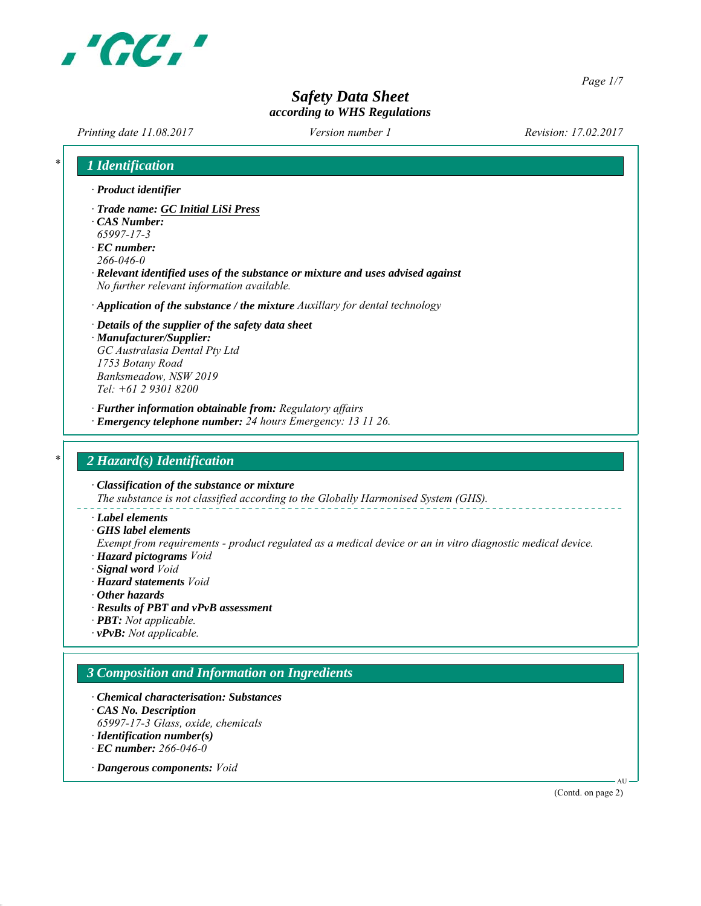# Safety Data Sheet
*according to WHS Regulations*

*Printing date 11.08.2017* *Version number 1* *Revision: 17.02.2017*

## 1 Identification

· **Product identifier**

· **Trade name: GC Initial LiSi Press**
· **CAS Number:**
65997-17-3
· **EC number:**
266-046-0
· **Relevant identified uses of the substance or mixture and uses advised against**
No further relevant information available.

· **Application of the substance / the mixture** Auxillary for dental technology

· **Details of the supplier of the safety data sheet**
· **Manufacturer/Supplier:**
GC Australasia Dental Pty Ltd
1753 Botany Road
Banksmeadow, NSW 2019
Tel: +61 2 9301 8200

· **Further information obtainable from:** Regulatory affairs
· **Emergency telephone number:** 24 hours Emergency: 13 11 26.

## 2 Hazard(s) Identification

· **Classification of the substance or mixture**
The substance is not classified according to the Globally Harmonised System (GHS).

· **Label elements**
· **GHS label elements**
Exempt from requirements - product regulated as a medical device or an in vitro diagnostic medical device.
· **Hazard pictograms** Void
· **Signal word** Void
· **Hazard statements** Void
· **Other hazards**
· **Results of PBT and vPvB assessment**
· **PBT:** Not applicable.
· **vPvB:** Not applicable.

## 3 Composition and Information on Ingredients

· **Chemical characterisation: Substances**
· **CAS No. Description**
65997-17-3 Glass, oxide, chemicals
· **Identification number(s)**
· **EC number:** 266-046-0

· **Dangerous components:** Void

(Contd. on page 2)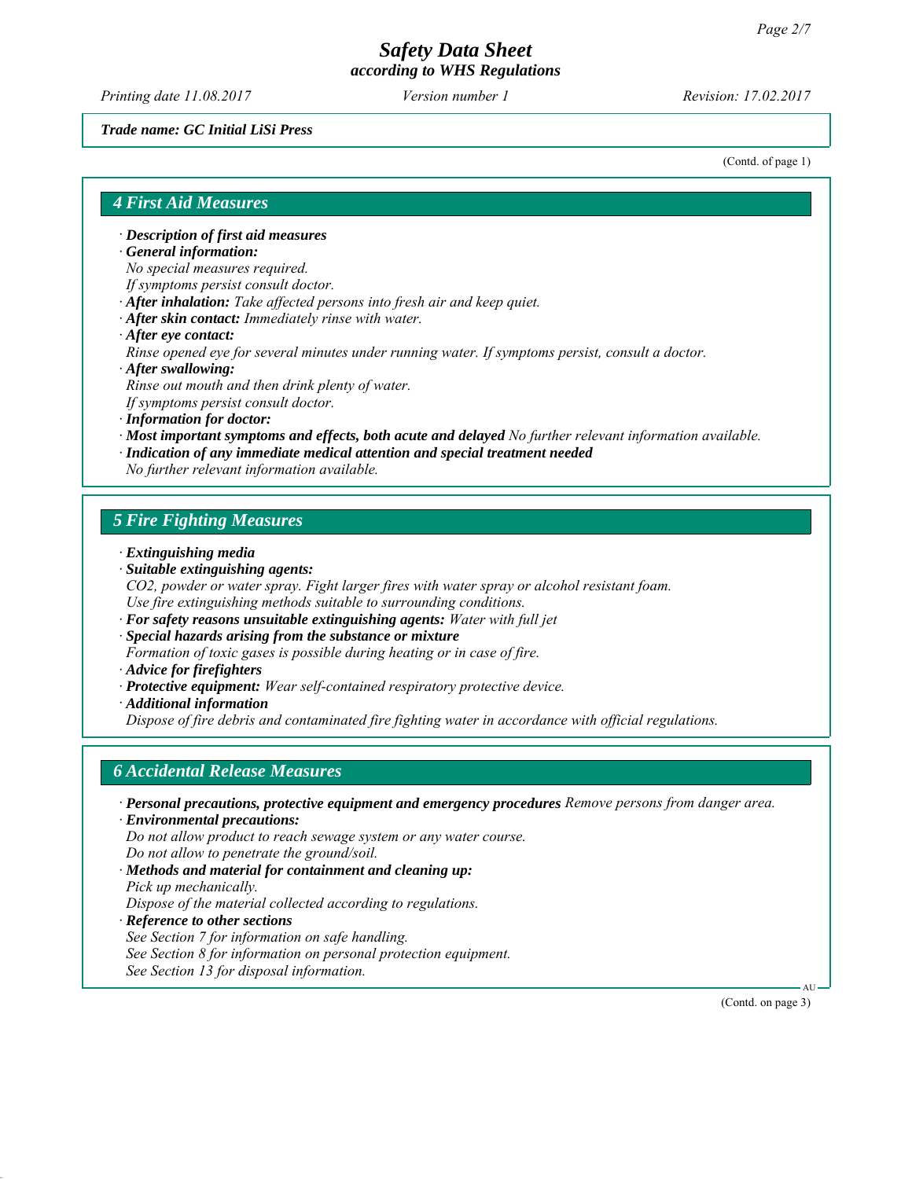*Trade name: GC Initial LiSi Press*

(Contd. of page 1)

## 4 First Aid Measures

· ***Description of first aid measures***
· ***General information:***
*No special measures required.*
*If symptoms persist consult doctor.*
· ***After inhalation:*** *Take affected persons into fresh air and keep quiet.*
· ***After skin contact:*** *Immediately rinse with water.*
· ***After eye contact:***
*Rinse opened eye for several minutes under running water. If symptoms persist, consult a doctor.*
· ***After swallowing:***
*Rinse out mouth and then drink plenty of water.*
*If symptoms persist consult doctor.*
· ***Information for doctor:***
· ***Most important symptoms and effects, both acute and delayed*** *No further relevant information available.*
· ***Indication of any immediate medical attention and special treatment needed***
*No further relevant information available.*

## 5 Fire Fighting Measures

· ***Extinguishing media***
· ***Suitable extinguishing agents:***
*$CO_2$, powder or water spray. Fight larger fires with water spray or alcohol resistant foam.*
*Use fire extinguishing methods suitable to surrounding conditions.*
· ***For safety reasons unsuitable extinguishing agents:*** *Water with full jet*
· ***Special hazards arising from the substance or mixture***
*Formation of toxic gases is possible during heating or in case of fire.*
· ***Advice for firefighters***
· ***Protective equipment:*** *Wear self-contained respiratory protective device.*
· ***Additional information***
*Dispose of fire debris and contaminated fire fighting water in accordance with official regulations.*

## 6 Accidental Release Measures

· ***Personal precautions, protective equipment and emergency procedures*** *Remove persons from danger area.*
· ***Environmental precautions:***
*Do not allow product to reach sewage system or any water course.*
*Do not allow to penetrate the ground/soil.*
· ***Methods and material for containment and cleaning up:***
*Pick up mechanically.*
*Dispose of the material collected according to regulations.*
· ***Reference to other sections***
*See Section 7 for information on safe handling.*
*See Section 8 for information on personal protection equipment.*
*See Section 13 for disposal information.*

(Contd. on page 3)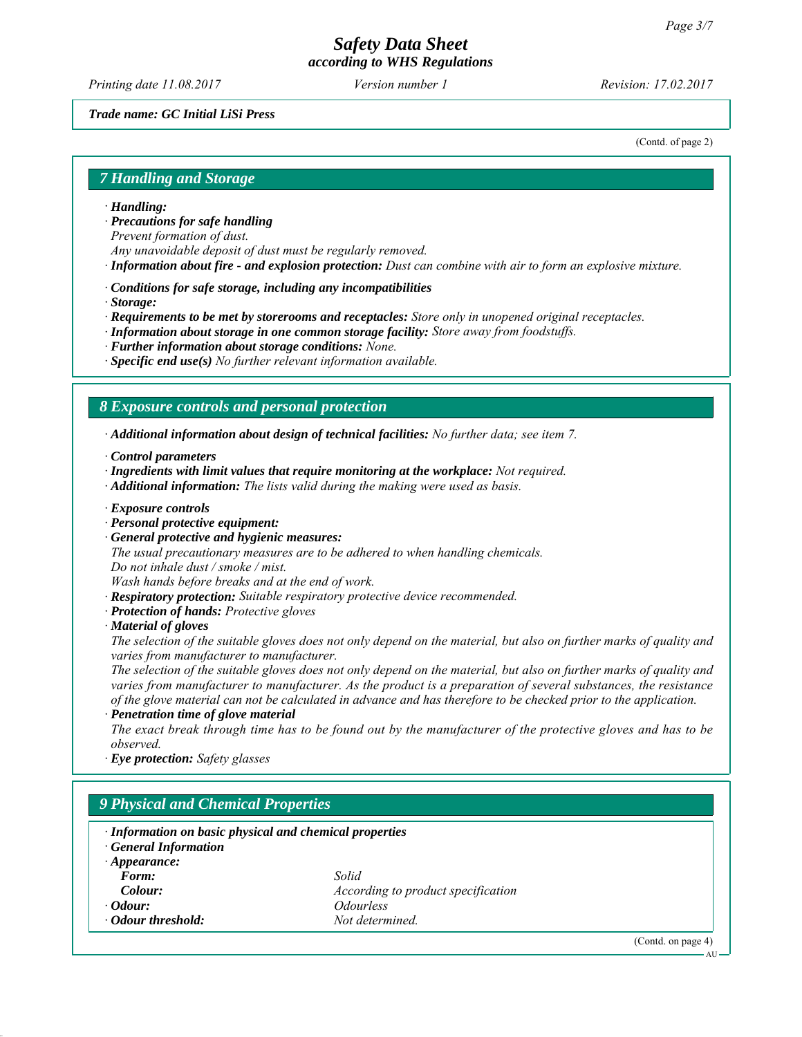*Trade name: GC Initial LiSi Press*

(Contd. of page 2)

## 7 Handling and Storage

· **Handling:**
· **Precautions for safe handling**
Prevent formation of dust.
Any unavoidable deposit of dust must be regularly removed.
· **Information about fire - and explosion protection:** Dust can combine with air to form an explosive mixture.

· **Conditions for safe storage, including any incompatibilities**
· **Storage:**
· **Requirements to be met by storerooms and receptacles:** Store only in unopened original receptacles.
· **Information about storage in one common storage facility:** Store away from foodstuffs.
· **Further information about storage conditions:** None.
· **Specific end use(s)** No further relevant information available.

## 8 Exposure controls and personal protection

· **Additional information about design of technical facilities:** No further data; see item 7.

· **Control parameters**
· **Ingredients with limit values that require monitoring at the workplace:** Not required.
· **Additional information:** The lists valid during the making were used as basis.

· **Exposure controls**
· **Personal protective equipment:**
· **General protective and hygienic measures:**
The usual precautionary measures are to be adhered to when handling chemicals.
Do not inhale dust / smoke / mist.
Wash hands before breaks and at the end of work.
· **Respiratory protection:** Suitable respiratory protective device recommended.
· **Protection of hands:** Protective gloves
· **Material of gloves**
The selection of the suitable gloves does not only depend on the material, but also on further marks of quality and varies from manufacturer to manufacturer.
The selection of the suitable gloves does not only depend on the material, but also on further marks of quality and varies from manufacturer to manufacturer. As the product is a preparation of several substances, the resistance of the glove material can not be calculated in advance and has therefore to be checked prior to the application.
· **Penetration time of glove material**
The exact break through time has to be found out by the manufacturer of the protective gloves and has to be observed.
· **Eye protection:** Safety glasses

## 9 Physical and Chemical Properties

· **Information on basic physical and chemical properties**
· **General Information**

| | |
|---|---|
| · **Appearance:** | |
| **Form:** | Solid |
| **Colour:** | According to product specification |
| · **Odour:** | Odourless |
| · **Odour threshold:** | Not determined. |

(Contd. on page 4)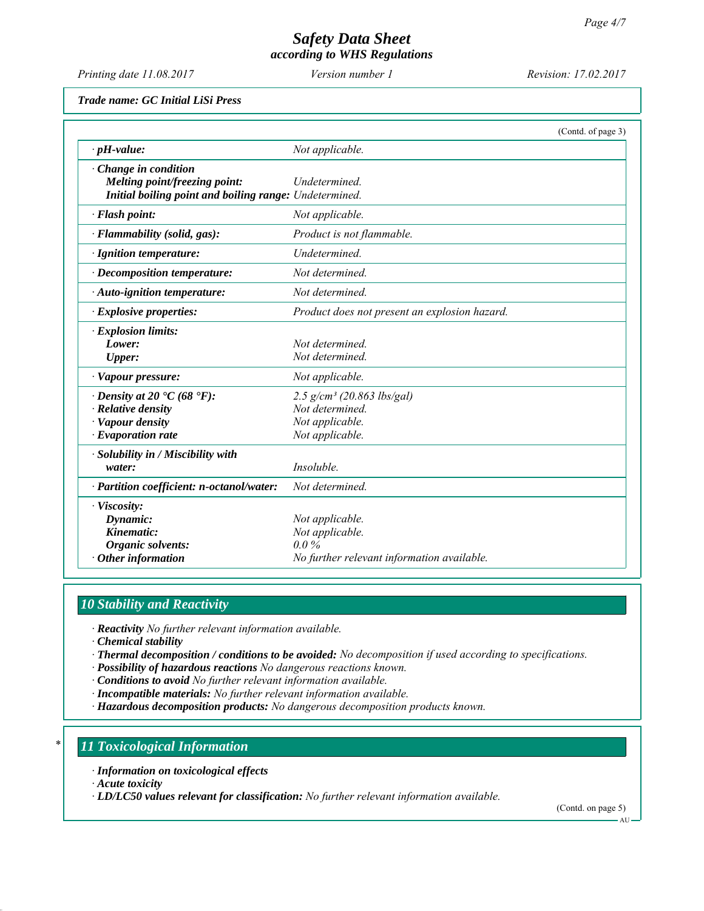**Trade name: GC Initial LiSi Press**

(Contd. of page 3)

| | |
|---|---|
| · **pH-value:** | *Not applicable.* |
| · **Change in condition** | |
| **Melting point/freezing point:** | *Undetermined.* |
| **Initial boiling point and boiling range:** | *Undetermined.* |
| · **Flash point:** | *Not applicable.* |
| · **Flammability (solid, gas):** | *Product is not flammable.* |
| · **Ignition temperature:** | *Undetermined.* |
| · **Decomposition temperature:** | *Not determined.* |
| · **Auto-ignition temperature:** | *Not determined.* |
| · **Explosive properties:** | *Product does not present an explosion hazard.* |
| · **Explosion limits:** | |
| **Lower:** | *Not determined.* |
| **Upper:** | *Not determined.* |
| · **Vapour pressure:** | *Not applicable.* |
| · **Density at 20 °C (68 °F):** | *2.5 g/cm³ (20.863 lbs/gal)* |
| · **Relative density** | *Not determined.* |
| · **Vapour density** | *Not applicable.* |
| · **Evaporation rate** | *Not applicable.* |
| · **Solubility in / Miscibility with** | |
| **water:** | *Insoluble.* |
| · **Partition coefficient: n-octanol/water:** | *Not determined.* |
| · **Viscosity:** | |
| **Dynamic:** | *Not applicable.* |
| **Kinematic:** | *Not applicable.* |
| **Organic solvents:** | *0.0 %* |
| · **Other information** | *No further relevant information available.* |

## 10 Stability and Reactivity

· **Reactivity** *No further relevant information available.*
· **Chemical stability**
· **Thermal decomposition / conditions to be avoided:** *No decomposition if used according to specifications.*
· **Possibility of hazardous reactions** *No dangerous reactions known.*
· **Conditions to avoid** *No further relevant information available.*
· **Incompatible materials:** *No further relevant information available.*
· **Hazardous decomposition products:** *No dangerous decomposition products known.*

## 11 Toxicological Information

· **Information on toxicological effects**
· **Acute toxicity**
· **LD/LC50 values relevant for classification:** *No further relevant information available.*

(Contd. on page 5)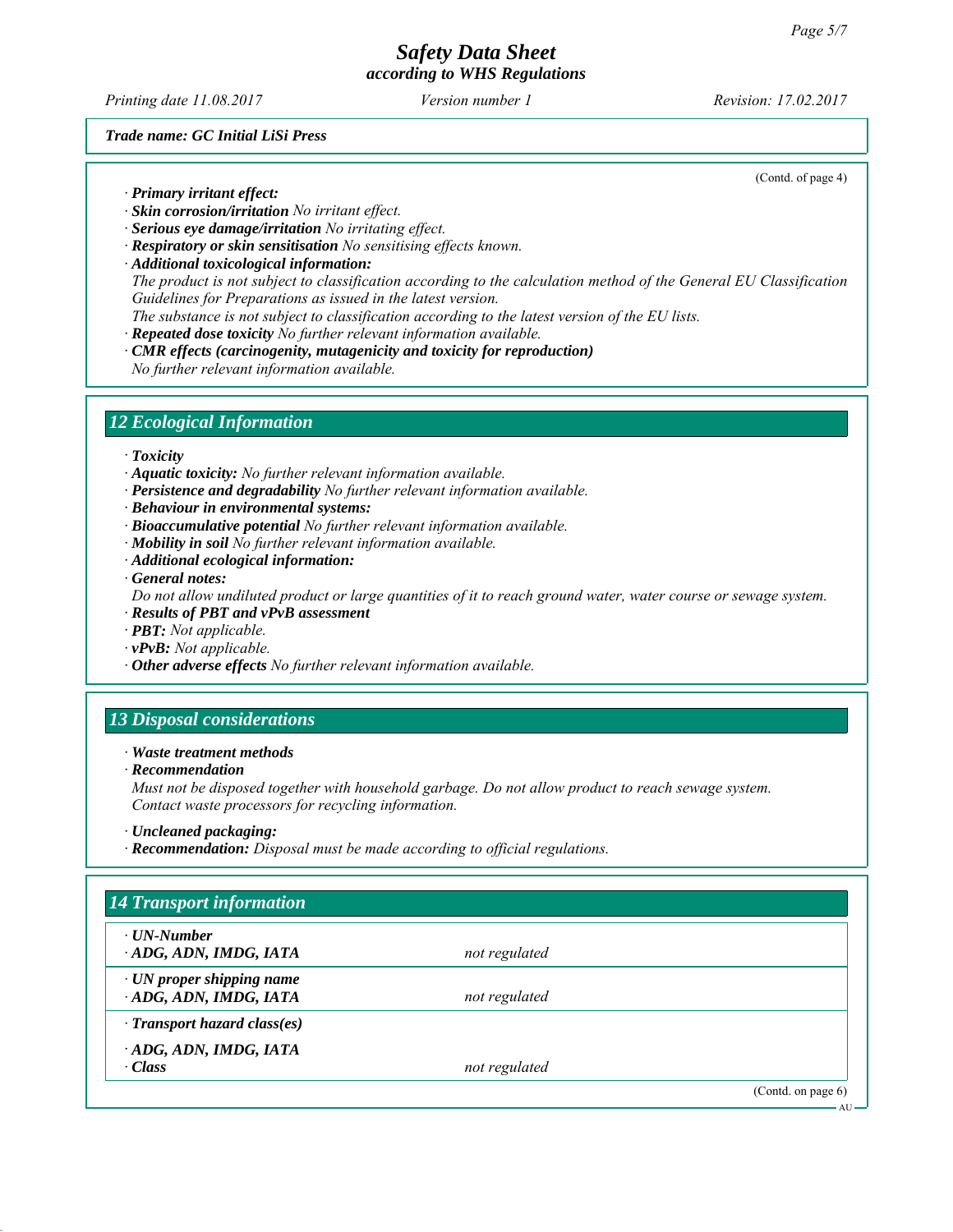(Contd. of page 4)

· **Primary irritant effect:**
· **Skin corrosion/irritation** *No irritant effect.*
· **Serious eye damage/irritation** *No irritating effect.*
· **Respiratory or skin sensitisation** *No sensitising effects known.*
· **Additional toxicological information:**
*The product is not subject to classification according to the calculation method of the General EU Classification Guidelines for Preparations as issued in the latest version.*
*The substance is not subject to classification according to the latest version of the EU lists.*
· **Repeated dose toxicity** *No further relevant information available.*
· **CMR effects (carcinogenity, mutagenicity and toxicity for reproduction)**
*No further relevant information available.*

## 12 Ecological Information

· **Toxicity**
· **Aquatic toxicity:** *No further relevant information available.*
· **Persistence and degradability** *No further relevant information available.*
· **Behaviour in environmental systems:**
· **Bioaccumulative potential** *No further relevant information available.*
· **Mobility in soil** *No further relevant information available.*
· **Additional ecological information:**
· **General notes:**
*Do not allow undiluted product or large quantities of it to reach ground water, water course or sewage system.*
· **Results of PBT and vPvB assessment**
· **PBT:** *Not applicable.*
· **vPvB:** *Not applicable.*
· **Other adverse effects** *No further relevant information available.*

## 13 Disposal considerations

· **Waste treatment methods**
· **Recommendation**
*Must not be disposed together with household garbage. Do not allow product to reach sewage system.*
*Contact waste processors for recycling information.*

· **Uncleaned packaging:**
· **Recommendation:** *Disposal must be made according to official regulations.*

## 14 Transport information

| | |
|---|---|
| · **UN-Number** · **ADG, ADN, IMDG, IATA** | *not regulated* |
| · **UN proper shipping name** · **ADG, ADN, IMDG, IATA** | *not regulated* |
| · **Transport hazard class(es)** | |
| · **ADG, ADN, IMDG, IATA** · **Class** | *not regulated* |

(Contd. on page 6)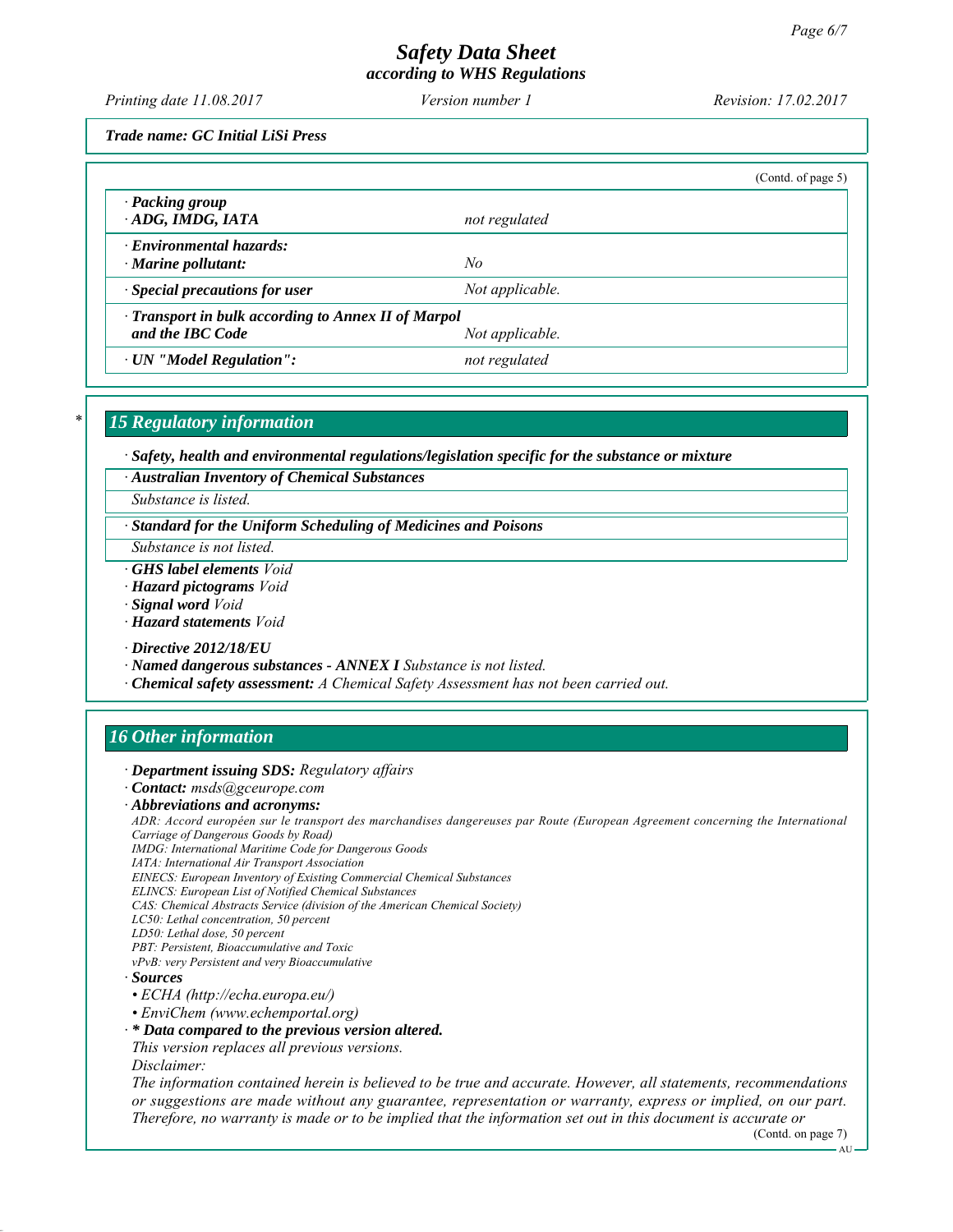Trade name: GC Initial LiSi Press

(Contd. of page 5)

| | |
|---|---|
| · **Packing group** · **ADG, IMDG, IATA** | not regulated |
| · **Environmental hazards:** · **Marine pollutant:** | No |
| · **Special precautions for user** | Not applicable. |
| · **Transport in bulk according to Annex II of Marpol and the IBC Code** | Not applicable. |
| · **UN "Model Regulation":** | not regulated |

## * 15 Regulatory information

· **Safety, health and environmental regulations/legislation specific for the substance or mixture**

· **Australian Inventory of Chemical Substances**

Substance is listed.

· **Standard for the Uniform Scheduling of Medicines and Poisons**

Substance is not listed.

· **GHS label elements** *Void*
· **Hazard pictograms** *Void*
· **Signal word** *Void*
· **Hazard statements** *Void*

· **Directive 2012/18/EU**
· **Named dangerous substances - ANNEX I** *Substance is not listed.*
· **Chemical safety assessment:** *A Chemical Safety Assessment has not been carried out.*

## 16 Other information

· **Department issuing SDS:** *Regulatory affairs*
· **Contact:** *msds@gceurope.com*
· **Abbreviations and acronyms:**

ADR: Accord européen sur le transport des marchandises dangereuses par Route (European Agreement concerning the International Carriage of Dangerous Goods by Road)
IMDG: International Maritime Code for Dangerous Goods
IATA: International Air Transport Association
EINECS: European Inventory of Existing Commercial Chemical Substances
ELINCS: European List of Notified Chemical Substances
CAS: Chemical Abstracts Service (division of the American Chemical Society)
LC50: Lethal concentration, 50 percent
LD50: Lethal dose, 50 percent
PBT: Persistent, Bioaccumulative and Toxic
vPvB: very Persistent and very Bioaccumulative

· **Sources**
- ECHA (http://echa.europa.eu/)
- EnviChem (www.echemportal.org)

· **\* Data compared to the previous version altered.**

This version replaces all previous versions.

Disclaimer:

The information contained herein is believed to be true and accurate. However, all statements, recommendations or suggestions are made without any guarantee, representation or warranty, express or implied, on our part. Therefore, no warranty is made or to be implied that the information set out in this document is accurate or

(Contd. on page 7)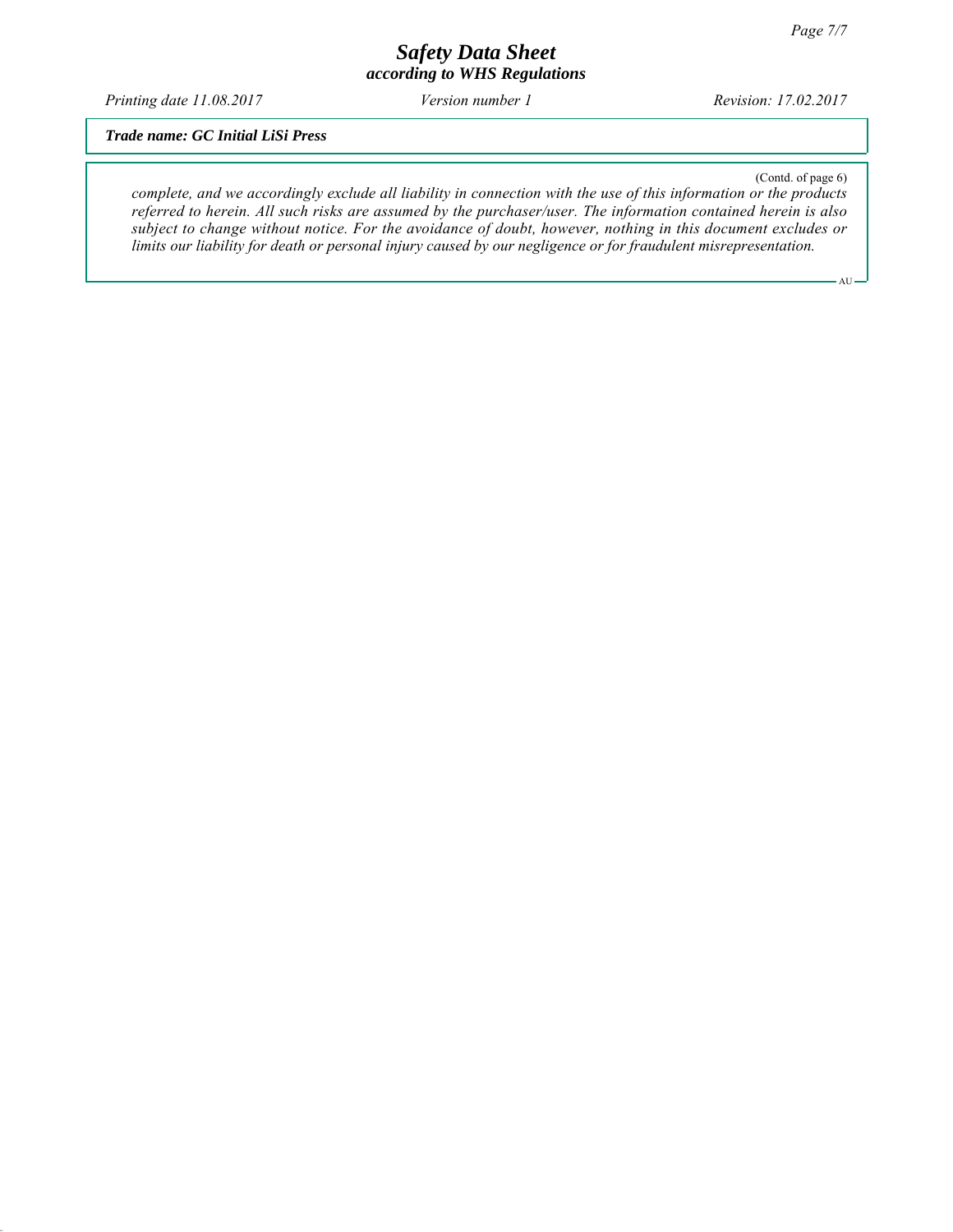*complete, and we accordingly exclude all liability in connection with the use of this information or the products referred to herein. All such risks are assumed by the purchaser/user. The information contained herein is also subject to change without notice. For the avoidance of doubt, however, nothing in this document excludes or limits our liability for death or personal injury caused by our negligence or for fraudulent misrepresentation.*